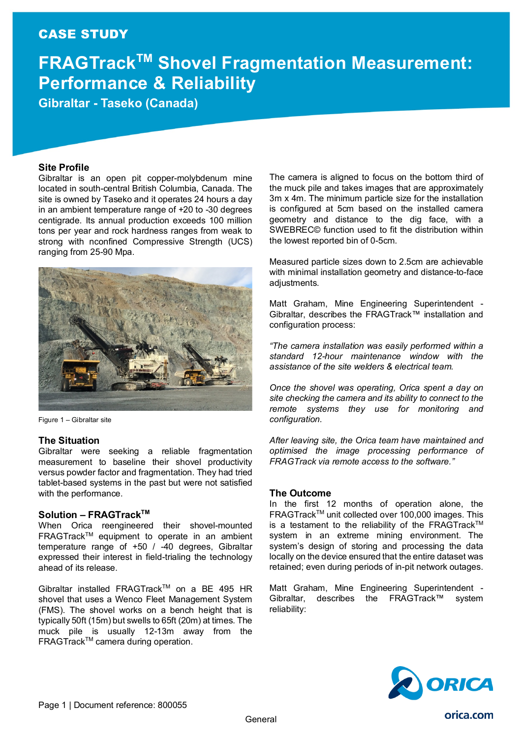CASE STUDY

# FRAGTrack™ Shovel Fragmentation Measurement: Performance & Reliability

## Gibraltar - Taseko (Canada)

### Site Profile

Gibraltar is an open pit copper-molybdenum mine located in south-central British Columbia, Canada. The site is owned by Taseko and it operates 24 hours a day in an ambient temperature range of +20 to -30 degrees centigrade. Its annual production exceeds 100 million tons per year and rock hardness ranges from weak to strong with nconfined Compressive Strength (UCS) ranging from 25-90 Mpa.

Figure 1 – Gibraltar site

### The Situation

Gibraltar were seeking a reliable fragmentation measurement to baseline their shovel productivity versus powder factor and fragmentation. They had tried tablet-based systems in the past but were not satisfied with the performance.

### Solution – FRAGTrack™

When Orica reengineered their shovel-mounted FRAGTrack™ equipment to operate in an ambient temperature range of +50 / -40 degrees, Gibraltar expressed their interest in field-trialing the technology ahead of its release.

Gibraltar installed FRAGTrack™ on a BE 495 HR shovel that uses a Wenco Fleet Management System (FMS). The shovel works on a bench height that is typically 50ft (15m) but swells to 65ft (20m) at times. The muck pile is usually 12-13m away from the FRAGTrack™ camera during operation.

The camera is aligned to focus on the bottom third of the muck pile and takes images that are approximately 3m x 4m. The minimum particle size for the installation is configured at 5cm based on the installed camera geometry and distance to the dig face, with a SWEBREC© function used to fit the distribution within the lowest reported bin of 0-5cm.

Measured particle sizes down to 2.5cm are achievable with minimal installation geometry and distance-to-face adjustments.

Matt Graham, Mine Engineering Superintendent - Gibraltar, describes the FRAGTrack™ installation and configuration process:

*"The camera installation was easily performed within a standard 12-hour maintenance window with the assistance of the site welders & electrical team.*

*Once the shovel was operating, Orica spent a day on site checking the camera and its ability to connect to the remote systems they use for monitoring and configuration.*

*After leaving site, the Orica team have maintained and optimised the image processing performance of FRAGTrack via remote access to the software."*

### The Outcome

In the first 12 months of operation alone, the FRAGTrack™ unit collected over 100,000 images. This is a testament to the reliability of the FRAGTrack™ system in an extreme mining environment. The system's design of storing and processing the data locally on the device ensured that the entire dataset was retained; even during periods of in-pit network outages.

Matt Graham, Mine Engineering Superintendent - Gibraltar, describes the FRAGTrack™ system reliability:

Document reference: 800055

General

ORICA

orica.com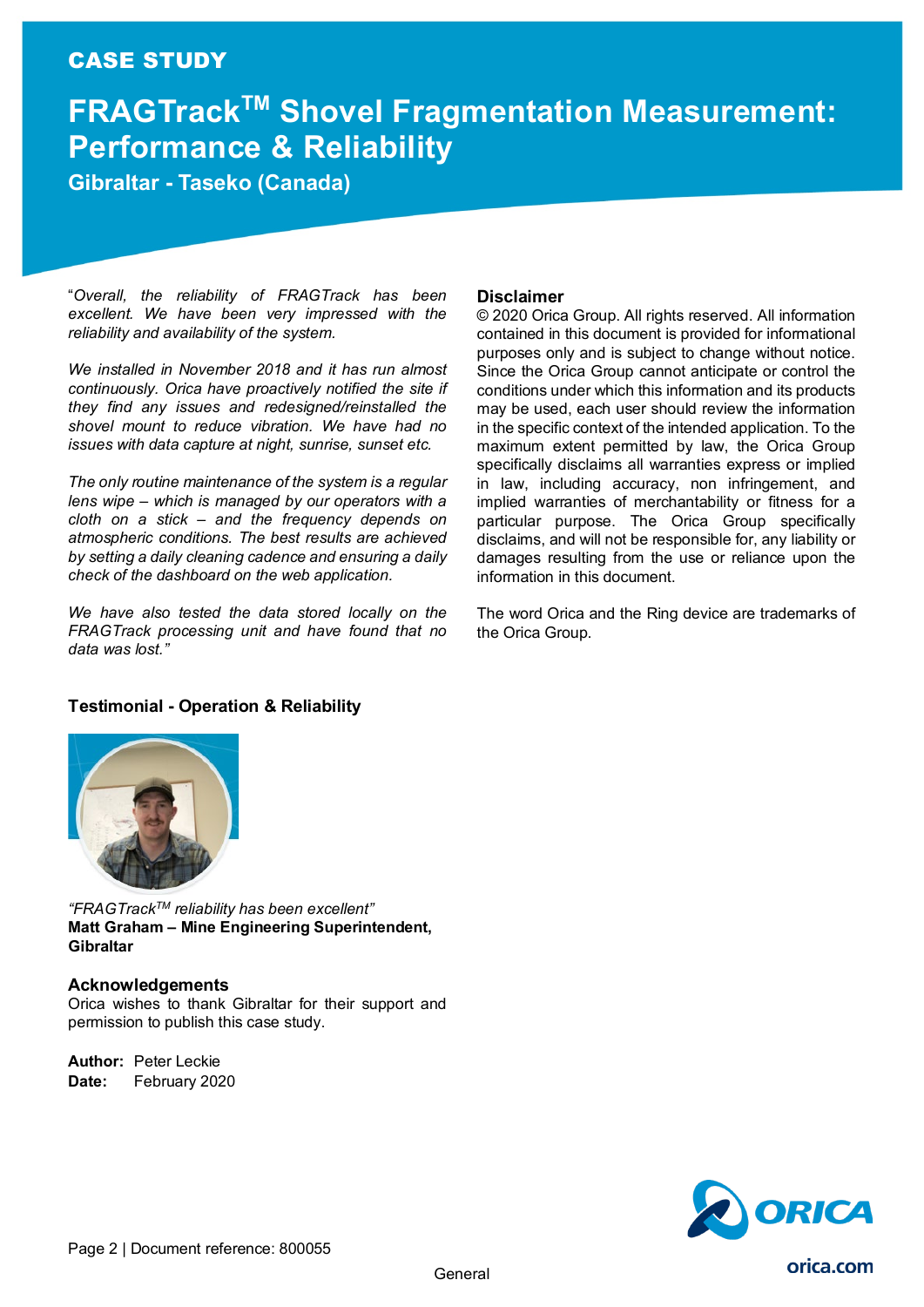**CASE STUDY**

# FRAGTrack™ Shovel Fragmentation Measurement: Performance & Reliability

## Gibraltar - Taseko (Canada)

"*Overall, the reliability of FRAGTrack has been excellent. We have been very impressed with the reliability and availability of the system.*

*We installed in November 2018 and it has run almost continuously. Orica have proactively notified the site if they find any issues and redesigned/reinstalled the shovel mount to reduce vibration. We have had no issues with data capture at night, sunrise, sunset etc.*

*The only routine maintenance of the system is a regular lens wipe – which is managed by our operators with a cloth on a stick – and the frequency depends on atmospheric conditions. The best results are achieved by setting a daily cleaning cadence and ensuring a daily check of the dashboard on the web application.*

*We have also tested the data stored locally on the FRAGTrack processing unit and have found that no data was lost."*

### Testimonial - Operation & Reliability

*"FRAGTrack™ reliability has been excellent"*
**Matt Graham – Mine Engineering Superintendent, Gibraltar**

### Acknowledgements

Orica wishes to thank Gibraltar for their support and permission to publish this case study.

**Author:** Peter Leckie
**Date:** February 2020

### Disclaimer

© 2020 Orica Group. All rights reserved. All information contained in this document is provided for informational purposes only and is subject to change without notice. Since the Orica Group cannot anticipate or control the conditions under which this information and its products may be used, each user should review the information in the specific context of the intended application. To the maximum extent permitted by law, the Orica Group specifically disclaims all warranties express or implied in law, including accuracy, non infringement, and implied warranties of merchantability or fitness for a particular purpose. The Orica Group specifically disclaims, and will not be responsible for, any liability or damages resulting from the use or reliance upon the information in this document.

The word Orica and the Ring device are trademarks of the Orica Group.

Document reference: 800055

General

ORICA
orica.com